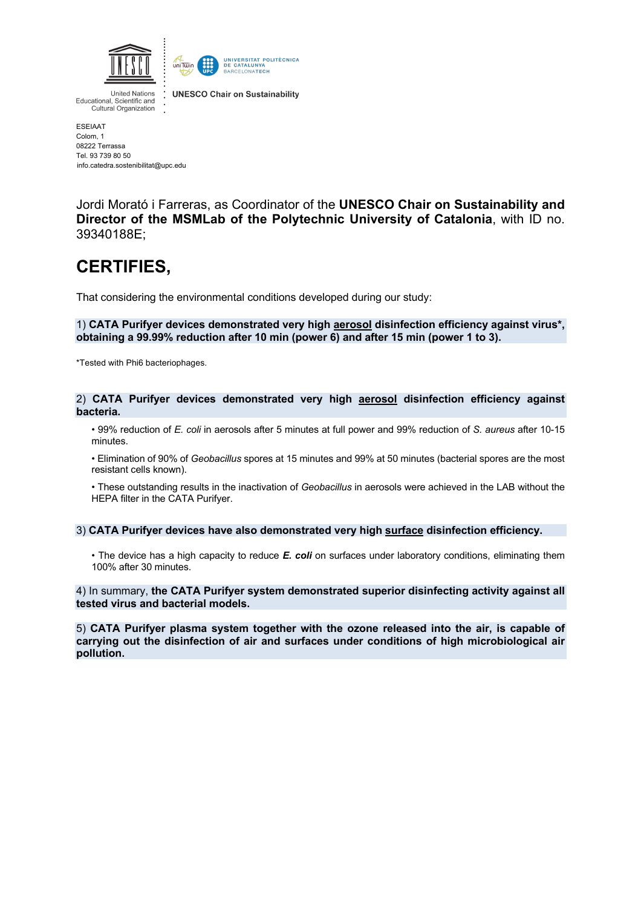United Nations
Educational, Scientific and
Cultural Organization

UNIVERSITAT POLITÈCNICA DE CATALUNYA
BARCELONATECH

UNESCO Chair on Sustainability

ESEIAAT
Colom, 1
08222 Terrassa
Tel. 93 739 80 50
info.catedra.sostenibilitat@upc.edu

Jordi Morató i Farreras, as Coordinator of the **UNESCO Chair on Sustainability and Director of the MSMLab of the Polytechnic University of Catalonia**, with ID no. 39340188E;

# CERTIFIES,

That considering the environmental conditions developed during our study:

1) **CATA Purifyer devices demonstrated very high aerosol disinfection efficiency against virus*, obtaining a 99.99% reduction after 10 min (power 6) and after 15 min (power 1 to 3).**

*Tested with Phi6 bacteriophages.

2) **CATA Purifyer devices demonstrated very high aerosol disinfection efficiency against bacteria.**

- 99% reduction of *E. coli* in aerosols after 5 minutes at full power and 99% reduction of *S. aureus* after 10-15 minutes.
- Elimination of 90% of *Geobacillus* spores at 15 minutes and 99% at 50 minutes (bacterial spores are the most resistant cells known).
- These outstanding results in the inactivation of *Geobacillus* in aerosols were achieved in the LAB without the HEPA filter in the CATA Purifyer.

3) **CATA Purifyer devices have also demonstrated very high surface disinfection efficiency.**

- The device has a high capacity to reduce ***E. coli*** on surfaces under laboratory conditions, eliminating them 100% after 30 minutes.

4) In summary, **the CATA Purifyer system demonstrated superior disinfecting activity against all tested virus and bacterial models.**

5) **CATA Purifyer plasma system together with the ozone released into the air, is capable of carrying out the disinfection of air and surfaces under conditions of high microbiological air pollution.**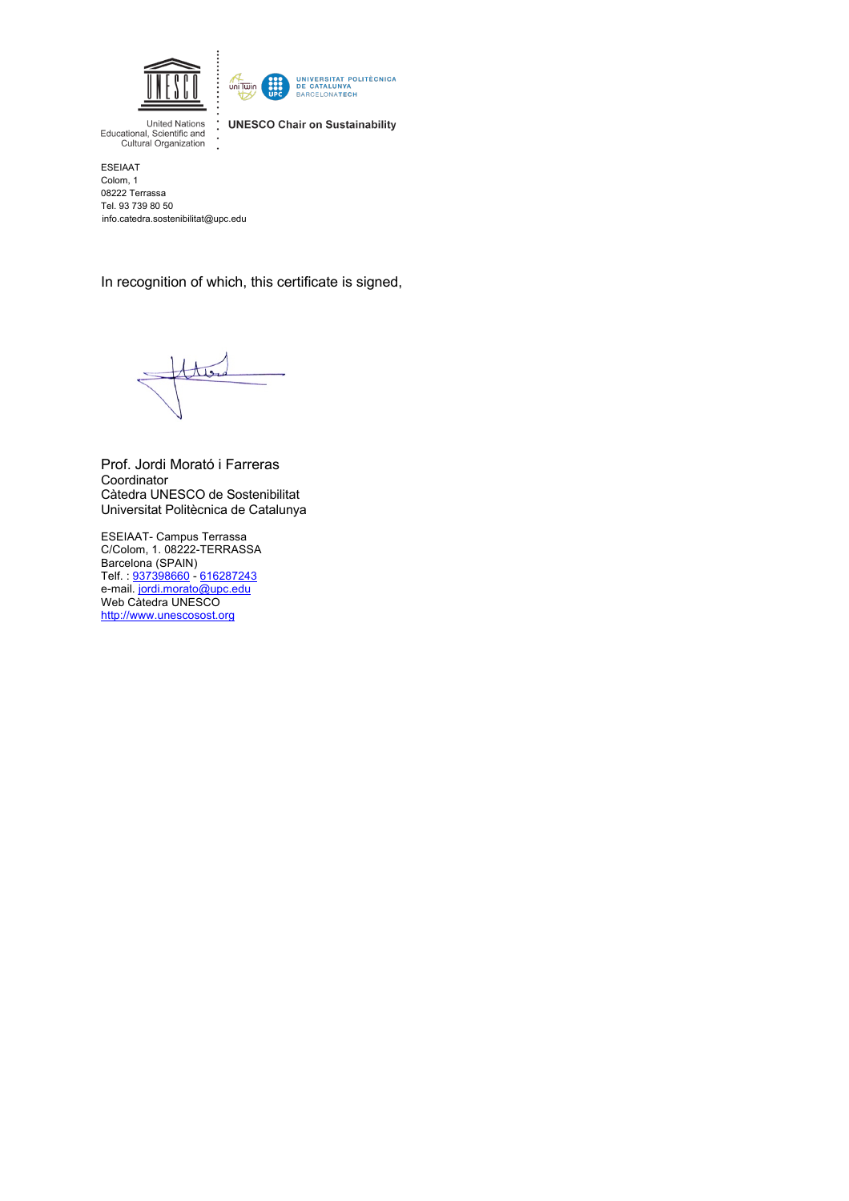United Nations
Educational, Scientific and
Cultural Organization

UNIVERSITAT POLITÈCNICA
DE CATALUNYA
BARCELONATECH

**UNESCO Chair on Sustainability**

ESEIAAT
Colom, 1
08222 Terrassa
Tel. 93 739 80 50
info.catedra.sostenibilitat@upc.edu

In recognition of which, this certificate is signed,

Prof. Jordi Morató i Farreras
Coordinator
Càtedra UNESCO de Sostenibilitat
Universitat Politècnica de Catalunya

ESEIAAT- Campus Terrassa
C/Colom, 1. 08222-TERRASSA
Barcelona (SPAIN)
Telf. : 937398660 - 616287243
e-mail. jordi.morato@upc.edu
Web Càtedra UNESCO
http://www.unescosost.org